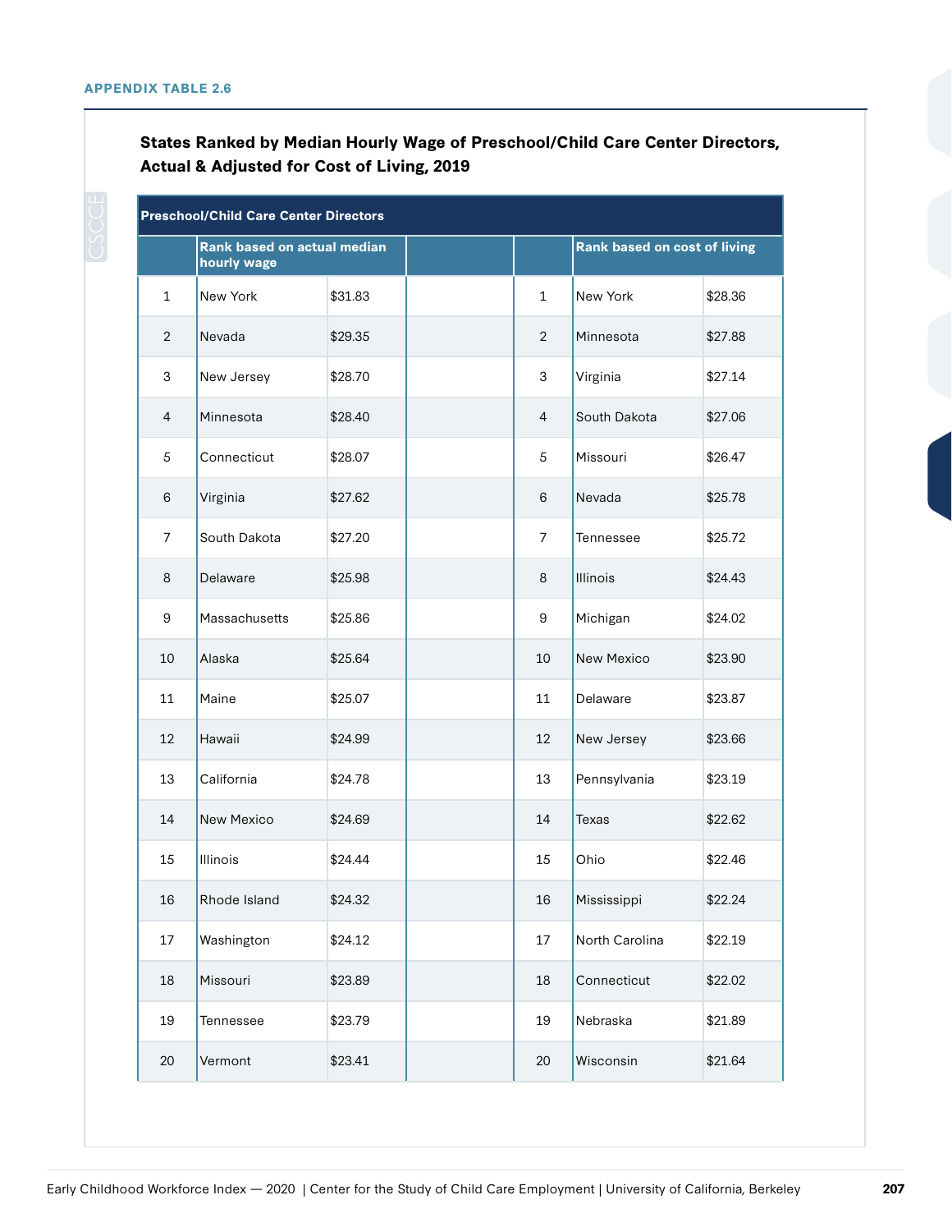APPENDIX TABLE 2.6

### States Ranked by Median Hourly Wage of Preschool/Child Care Center Directors, Actual & Adjusted for Cost of Living, 2019

| Preschool/Child Care Center Directors | | | | | | |
|---|---|---|---|---|---|---|
| | Rank based on actual median hourly wage | | | | Rank based on cost of living | |
| 1 | New York | $31.83 | | 1 | New York | $28.36 |
| 2 | Nevada | $29.35 | | 2 | Minnesota | $27.88 |
| 3 | New Jersey | $28.70 | | 3 | Virginia | $27.14 |
| 4 | Minnesota | $28.40 | | 4 | South Dakota | $27.06 |
| 5 | Connecticut | $28.07 | | 5 | Missouri | $26.47 |
| 6 | Virginia | $27.62 | | 6 | Nevada | $25.78 |
| 7 | South Dakota | $27.20 | | 7 | Tennessee | $25.72 |
| 8 | Delaware | $25.98 | | 8 | Illinois | $24.43 |
| 9 | Massachusetts | $25.86 | | 9 | Michigan | $24.02 |
| 10 | Alaska | $25.64 | | 10 | New Mexico | $23.90 |
| 11 | Maine | $25.07 | | 11 | Delaware | $23.87 |
| 12 | Hawaii | $24.99 | | 12 | New Jersey | $23.66 |
| 13 | California | $24.78 | | 13 | Pennsylvania | $23.19 |
| 14 | New Mexico | $24.69 | | 14 | Texas | $22.62 |
| 15 | Illinois | $24.44 | | 15 | Ohio | $22.46 |
| 16 | Rhode Island | $24.32 | | 16 | Mississippi | $22.24 |
| 17 | Washington | $24.12 | | 17 | North Carolina | $22.19 |
| 18 | Missouri | $23.89 | | 18 | Connecticut | $22.02 |
| 19 | Tennessee | $23.79 | | 19 | Nebraska | $21.89 |
| 20 | Vermont | $23.41 | | 20 | Wisconsin | $21.64 |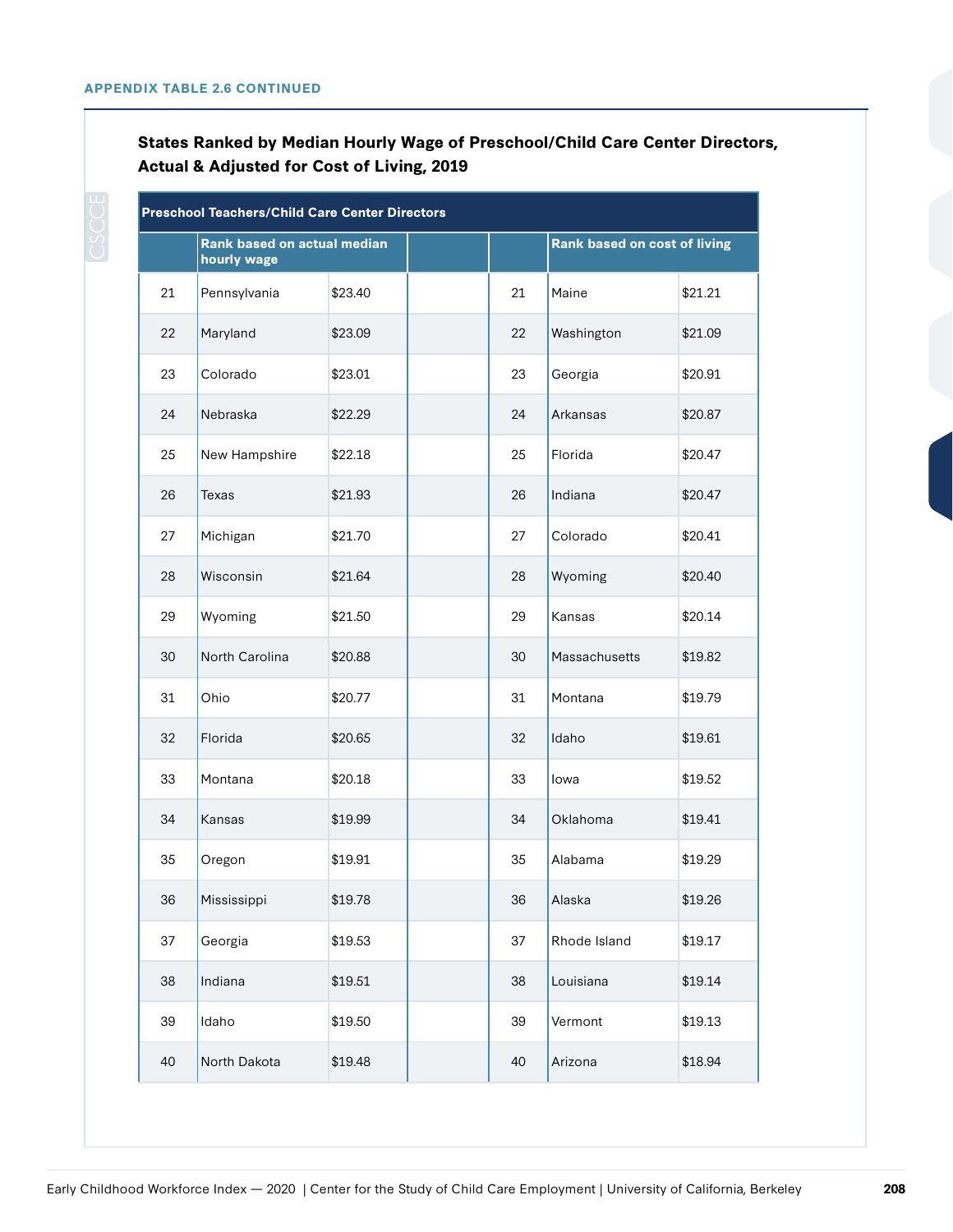**APPENDIX TABLE 2.6 CONTINUED**

### States Ranked by Median Hourly Wage of Preschool/Child Care Center Directors, Actual & Adjusted for Cost of Living, 2019

| Preschool Teachers/Child Care Center Directors | | | | | | |
|---|---|---|---|---|---|---|
| | Rank based on actual median hourly wage | | | | Rank based on cost of living | |
| 21 | Pennsylvania | $23.40 | | 21 | Maine | $21.21 |
| 22 | Maryland | $23.09 | | 22 | Washington | $21.09 |
| 23 | Colorado | $23.01 | | 23 | Georgia | $20.91 |
| 24 | Nebraska | $22.29 | | 24 | Arkansas | $20.87 |
| 25 | New Hampshire | $22.18 | | 25 | Florida | $20.47 |
| 26 | Texas | $21.93 | | 26 | Indiana | $20.47 |
| 27 | Michigan | $21.70 | | 27 | Colorado | $20.41 |
| 28 | Wisconsin | $21.64 | | 28 | Wyoming | $20.40 |
| 29 | Wyoming | $21.50 | | 29 | Kansas | $20.14 |
| 30 | North Carolina | $20.88 | | 30 | Massachusetts | $19.82 |
| 31 | Ohio | $20.77 | | 31 | Montana | $19.79 |
| 32 | Florida | $20.65 | | 32 | Idaho | $19.61 |
| 33 | Montana | $20.18 | | 33 | Iowa | $19.52 |
| 34 | Kansas | $19.99 | | 34 | Oklahoma | $19.41 |
| 35 | Oregon | $19.91 | | 35 | Alabama | $19.29 |
| 36 | Mississippi | $19.78 | | 36 | Alaska | $19.26 |
| 37 | Georgia | $19.53 | | 37 | Rhode Island | $19.17 |
| 38 | Indiana | $19.51 | | 38 | Louisiana | $19.14 |
| 39 | Idaho | $19.50 | | 39 | Vermont | $19.13 |
| 40 | North Dakota | $19.48 | | 40 | Arizona | $18.94 |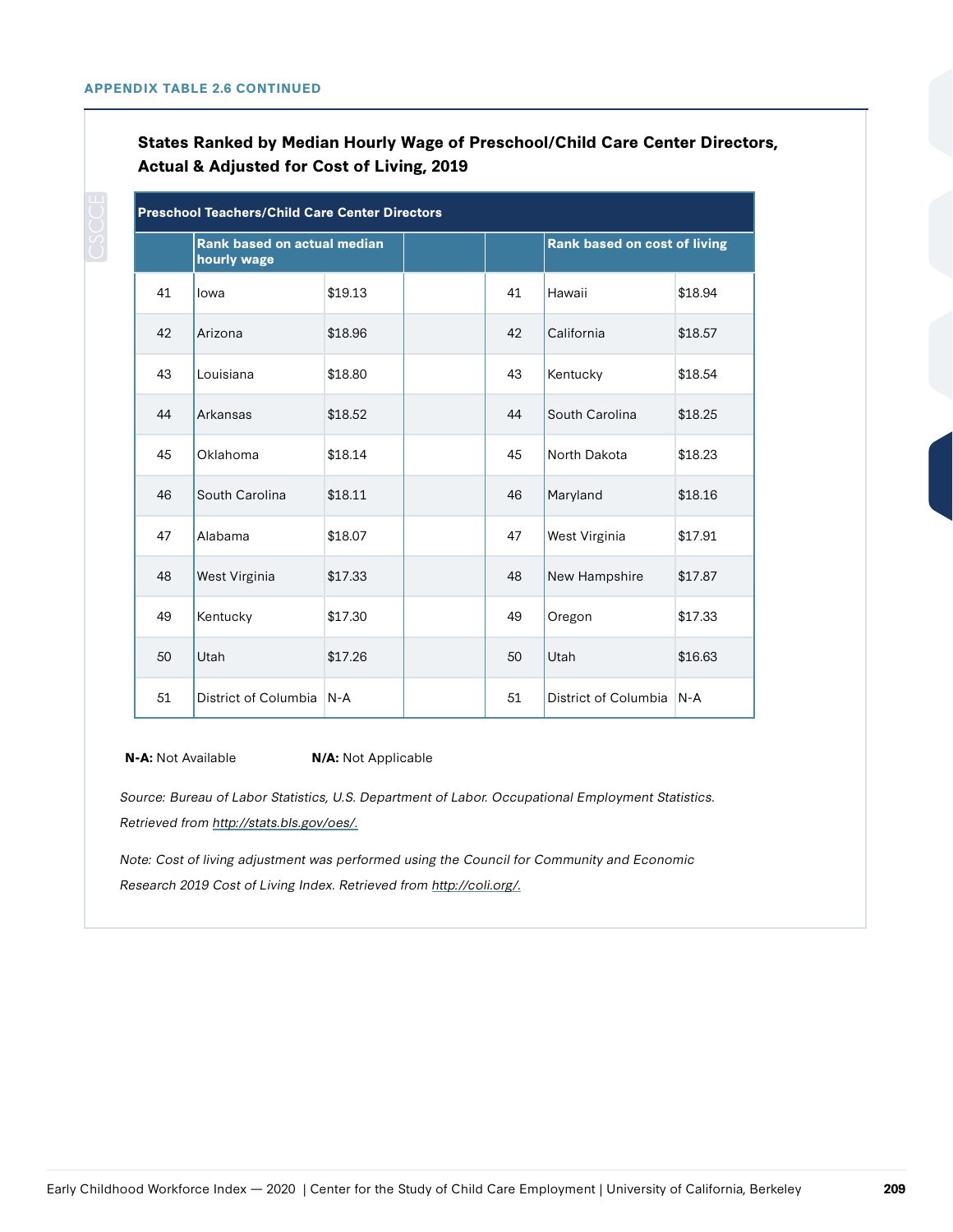**APPENDIX TABLE 2.6 CONTINUED**

### States Ranked by Median Hourly Wage of Preschool/Child Care Center Directors, Actual & Adjusted for Cost of Living, 2019

| Preschool Teachers/Child Care Center Directors | | | | | | |
|---|---|---|---|---|---|---|
| | Rank based on actual median hourly wage | | | | Rank based on cost of living | |
| 41 | Iowa | $19.13 | | 41 | Hawaii | $18.94 |
| 42 | Arizona | $18.96 | | 42 | California | $18.57 |
| 43 | Louisiana | $18.80 | | 43 | Kentucky | $18.54 |
| 44 | Arkansas | $18.52 | | 44 | South Carolina | $18.25 |
| 45 | Oklahoma | $18.14 | | 45 | North Dakota | $18.23 |
| 46 | South Carolina | $18.11 | | 46 | Maryland | $18.16 |
| 47 | Alabama | $18.07 | | 47 | West Virginia | $17.91 |
| 48 | West Virginia | $17.33 | | 48 | New Hampshire | $17.87 |
| 49 | Kentucky | $17.30 | | 49 | Oregon | $17.33 |
| 50 | Utah | $17.26 | | 50 | Utah | $16.63 |
| 51 | District of Columbia | N-A | | 51 | District of Columbia | N-A |

**N-A:** Not Available **N/A:** Not Applicable

*Source: Bureau of Labor Statistics, U.S. Department of Labor. Occupational Employment Statistics. Retrieved from http://stats.bls.gov/oes/.*

*Note: Cost of living adjustment was performed using the Council for Community and Economic Research 2019 Cost of Living Index. Retrieved from http://coli.org/.*